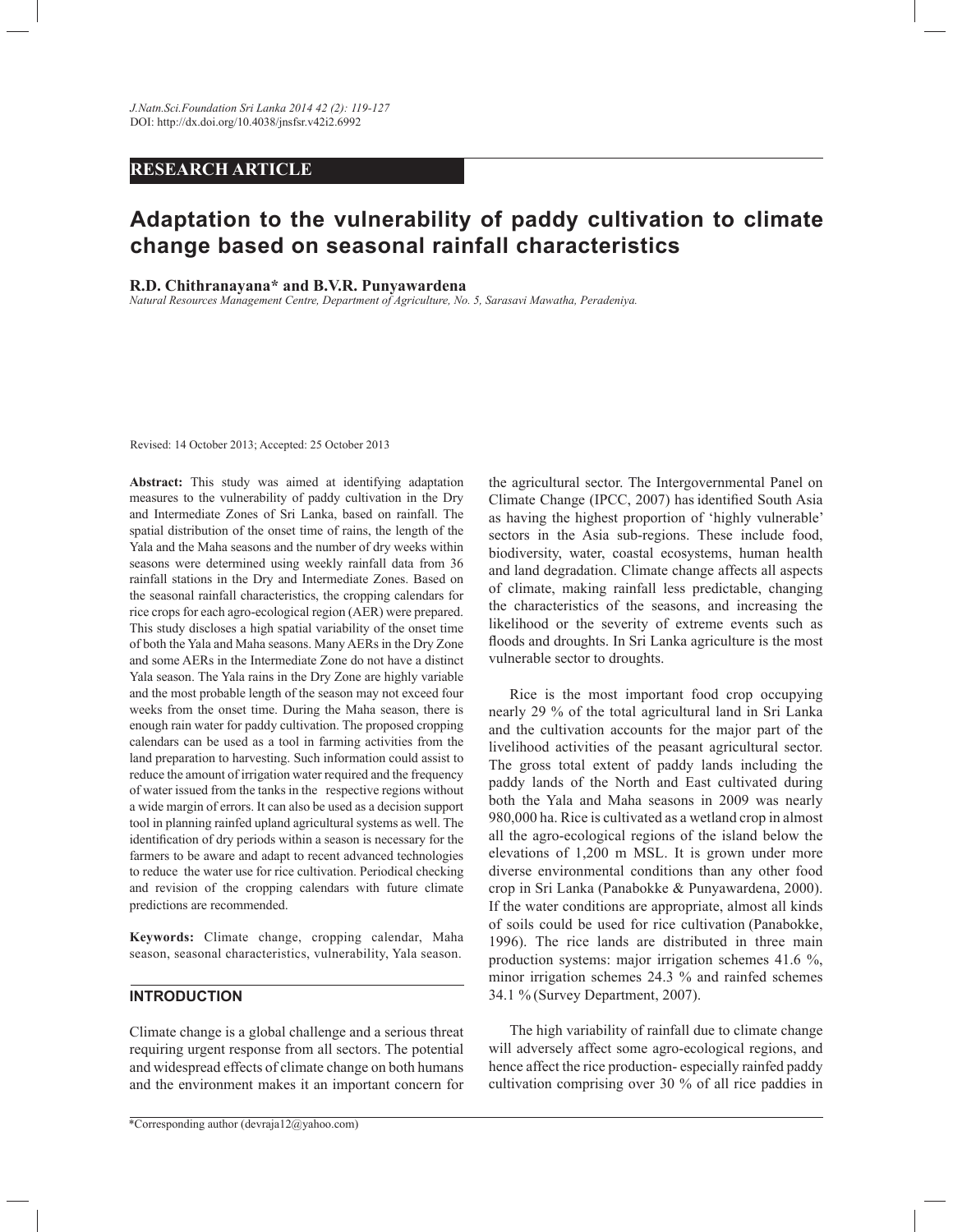RESEARCH ARTICLE

# Adaptation to the vulnerability of paddy cultivation to climate change based on seasonal rainfall characteristics

**R.D. Chithranayana\* and B.V.R. Punyawardena**

*Natural Resources Management Centre, Department of Agriculture, No. 5, Sarasavi Mawatha, Peradeniya.*

Revised: 14 October 2013; Accepted: 25 October 2013

**Abstract:** This study was aimed at identifying adaptation measures to the vulnerability of paddy cultivation in the Dry and Intermediate Zones of Sri Lanka, based on rainfall. The spatial distribution of the onset time of rains, the length of the Yala and the Maha seasons and the number of dry weeks within seasons were determined using weekly rainfall data from 36 rainfall stations in the Dry and Intermediate Zones. Based on the seasonal rainfall characteristics, the cropping calendars for rice crops for each agro-ecological region (AER) were prepared. This study discloses a high spatial variability of the onset time of both the Yala and Maha seasons. Many AERs in the Dry Zone and some AERs in the Intermediate Zone do not have a distinct Yala season. The Yala rains in the Dry Zone are highly variable and the most probable length of the season may not exceed four weeks from the onset time. During the Maha season, there is enough rain water for paddy cultivation. The proposed cropping calendars can be used as a tool in farming activities from the land preparation to harvesting. Such information could assist to reduce the amount of irrigation water required and the frequency of water issued from the tanks in the respective regions without a wide margin of errors. It can also be used as a decision support tool in planning rainfed upland agricultural systems as well. The identification of dry periods within a season is necessary for the farmers to be aware and adapt to recent advanced technologies to reduce the water use for rice cultivation. Periodical checking and revision of the cropping calendars with future climate predictions are recommended.

**Keywords:** Climate change, cropping calendar, Maha season, seasonal characteristics, vulnerability, Yala season.

## INTRODUCTION

Climate change is a global challenge and a serious threat requiring urgent response from all sectors. The potential and widespread effects of climate change on both humans and the environment makes it an important concern for the agricultural sector. The Intergovernmental Panel on Climate Change (IPCC, 2007) has identified South Asia as having the highest proportion of 'highly vulnerable' sectors in the Asia sub-regions. These include food, biodiversity, water, coastal ecosystems, human health and land degradation. Climate change affects all aspects of climate, making rainfall less predictable, changing the characteristics of the seasons, and increasing the likelihood or the severity of extreme events such as floods and droughts. In Sri Lanka agriculture is the most vulnerable sector to droughts.

Rice is the most important food crop occupying nearly 29 % of the total agricultural land in Sri Lanka and the cultivation accounts for the major part of the livelihood activities of the peasant agricultural sector. The gross total extent of paddy lands including the paddy lands of the North and East cultivated during both the Yala and Maha seasons in 2009 was nearly 980,000 ha. Rice is cultivated as a wetland crop in almost all the agro-ecological regions of the island below the elevations of 1,200 m MSL. It is grown under more diverse environmental conditions than any other food crop in Sri Lanka (Panabokke & Punyawardena, 2000). If the water conditions are appropriate, almost all kinds of soils could be used for rice cultivation (Panabokke, 1996). The rice lands are distributed in three main production systems: major irrigation schemes 41.6 %, minor irrigation schemes 24.3 % and rainfed schemes 34.1 % (Survey Department, 2007).

The high variability of rainfall due to climate change will adversely affect some agro-ecological regions, and hence affect the rice production- especially rainfed paddy cultivation comprising over 30 % of all rice paddies in

\*Corresponding author (devraja12@yahoo.com)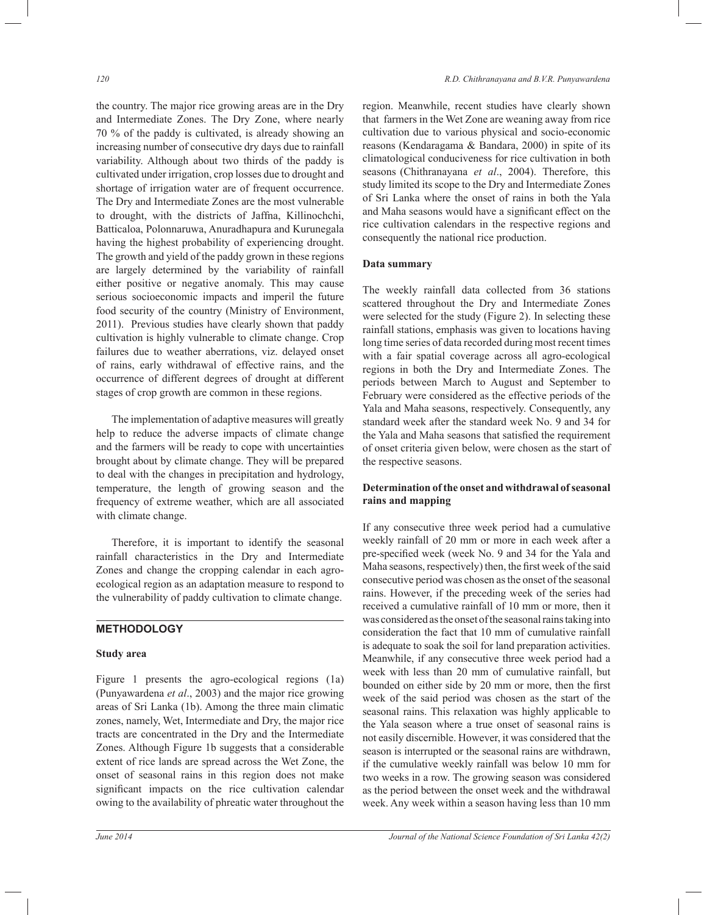the country. The major rice growing areas are in the Dry and Intermediate Zones. The Dry Zone, where nearly 70 % of the paddy is cultivated, is already showing an increasing number of consecutive dry days due to rainfall variability. Although about two thirds of the paddy is cultivated under irrigation, crop losses due to drought and shortage of irrigation water are of frequent occurrence. The Dry and Intermediate Zones are the most vulnerable to drought, with the districts of Jaffna, Killinochchi, Batticaloa, Polonnaruwa, Anuradhapura and Kurunegala having the highest probability of experiencing drought. The growth and yield of the paddy grown in these regions are largely determined by the variability of rainfall either positive or negative anomaly. This may cause serious socioeconomic impacts and imperil the future food security of the country (Ministry of Environment, 2011). Previous studies have clearly shown that paddy cultivation is highly vulnerable to climate change. Crop failures due to weather aberrations, viz. delayed onset of rains, early withdrawal of effective rains, and the occurrence of different degrees of drought at different stages of crop growth are common in these regions.

The implementation of adaptive measures will greatly help to reduce the adverse impacts of climate change and the farmers will be ready to cope with uncertainties brought about by climate change. They will be prepared to deal with the changes in precipitation and hydrology, temperature, the length of growing season and the frequency of extreme weather, which are all associated with climate change.

Therefore, it is important to identify the seasonal rainfall characteristics in the Dry and Intermediate Zones and change the cropping calendar in each agro-ecological region as an adaptation measure to respond to the vulnerability of paddy cultivation to climate change.

## METHODOLOGY

### Study area

Figure 1 presents the agro-ecological regions (1a) (Punyawardena *et al*., 2003) and the major rice growing areas of Sri Lanka (1b). Among the three main climatic zones, namely, Wet, Intermediate and Dry, the major rice tracts are concentrated in the Dry and the Intermediate Zones. Although Figure 1b suggests that a considerable extent of rice lands are spread across the Wet Zone, the onset of seasonal rains in this region does not make significant impacts on the rice cultivation calendar owing to the availability of phreatic water throughout the region. Meanwhile, recent studies have clearly shown that farmers in the Wet Zone are weaning away from rice cultivation due to various physical and socio-economic reasons (Kendaragama & Bandara, 2000) in spite of its climatological conduciveness for rice cultivation in both seasons (Chithranayana *et al*., 2004). Therefore, this study limited its scope to the Dry and Intermediate Zones of Sri Lanka where the onset of rains in both the Yala and Maha seasons would have a significant effect on the rice cultivation calendars in the respective regions and consequently the national rice production.

### Data summary

The weekly rainfall data collected from 36 stations scattered throughout the Dry and Intermediate Zones were selected for the study (Figure 2). In selecting these rainfall stations, emphasis was given to locations having long time series of data recorded during most recent times with a fair spatial coverage across all agro-ecological regions in both the Dry and Intermediate Zones. The periods between March to August and September to February were considered as the effective periods of the Yala and Maha seasons, respectively. Consequently, any standard week after the standard week No. 9 and 34 for the Yala and Maha seasons that satisfied the requirement of onset criteria given below, were chosen as the start of the respective seasons.

### Determination of the onset and withdrawal of seasonal rains and mapping

If any consecutive three week period had a cumulative weekly rainfall of 20 mm or more in each week after a pre-specified week (week No. 9 and 34 for the Yala and Maha seasons, respectively) then, the first week of the said consecutive period was chosen as the onset of the seasonal rains. However, if the preceding week of the series had received a cumulative rainfall of 10 mm or more, then it was considered as the onset of the seasonal rains taking into consideration the fact that 10 mm of cumulative rainfall is adequate to soak the soil for land preparation activities. Meanwhile, if any consecutive three week period had a week with less than 20 mm of cumulative rainfall, but bounded on either side by 20 mm or more, then the first week of the said period was chosen as the start of the seasonal rains. This relaxation was highly applicable to the Yala season where a true onset of seasonal rains is not easily discernible. However, it was considered that the season is interrupted or the seasonal rains are withdrawn, if the cumulative weekly rainfall was below 10 mm for two weeks in a row. The growing season was considered as the period between the onset week and the withdrawal week. Any week within a season having less than 10 mm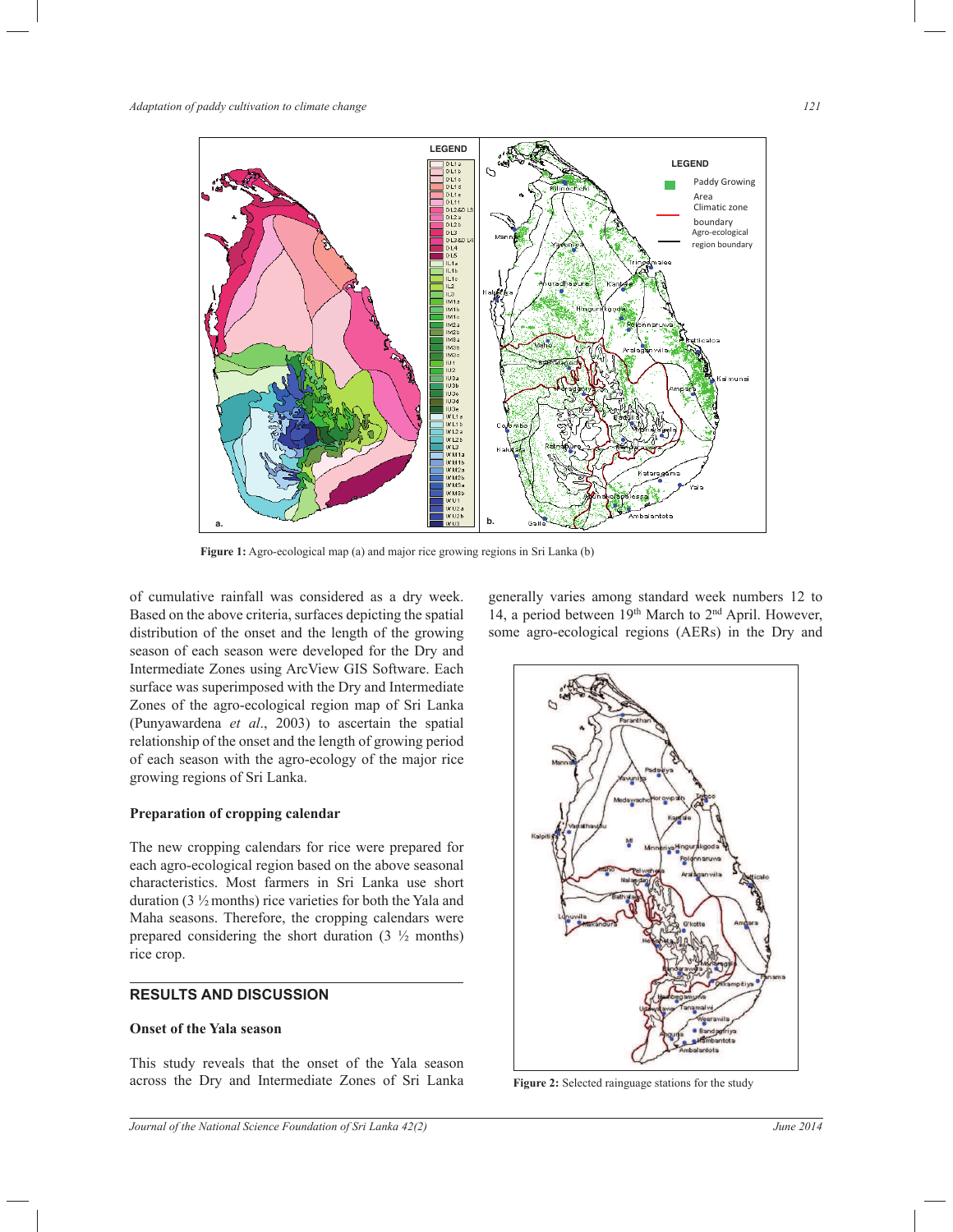**Figure 1:** Agro-ecological map (a) and major rice growing regions in Sri Lanka (b)

of cumulative rainfall was considered as a dry week. Based on the above criteria, surfaces depicting the spatial distribution of the onset and the length of the growing season of each season were developed for the Dry and Intermediate Zones using ArcView GIS Software. Each surface was superimposed with the Dry and Intermediate Zones of the agro-ecological region map of Sri Lanka (Punyawardena *et al*., 2003) to ascertain the spatial relationship of the onset and the length of growing period of each season with the agro-ecology of the major rice growing regions of Sri Lanka.

### Preparation of cropping calendar

The new cropping calendars for rice were prepared for each agro-ecological region based on the above seasonal characteristics. Most farmers in Sri Lanka use short duration (3 ½ months) rice varieties for both the Yala and Maha seasons. Therefore, the cropping calendars were prepared considering the short duration (3 ½ months) rice crop.

## RESULTS AND DISCUSSION

### Onset of the Yala season

This study reveals that the onset of the Yala season across the Dry and Intermediate Zones of Sri Lanka generally varies among standard week numbers 12 to 14, a period between 19th March to 2nd April. However, some agro-ecological regions (AERs) in the Dry and

**Figure 2:** Selected rainguage stations for the study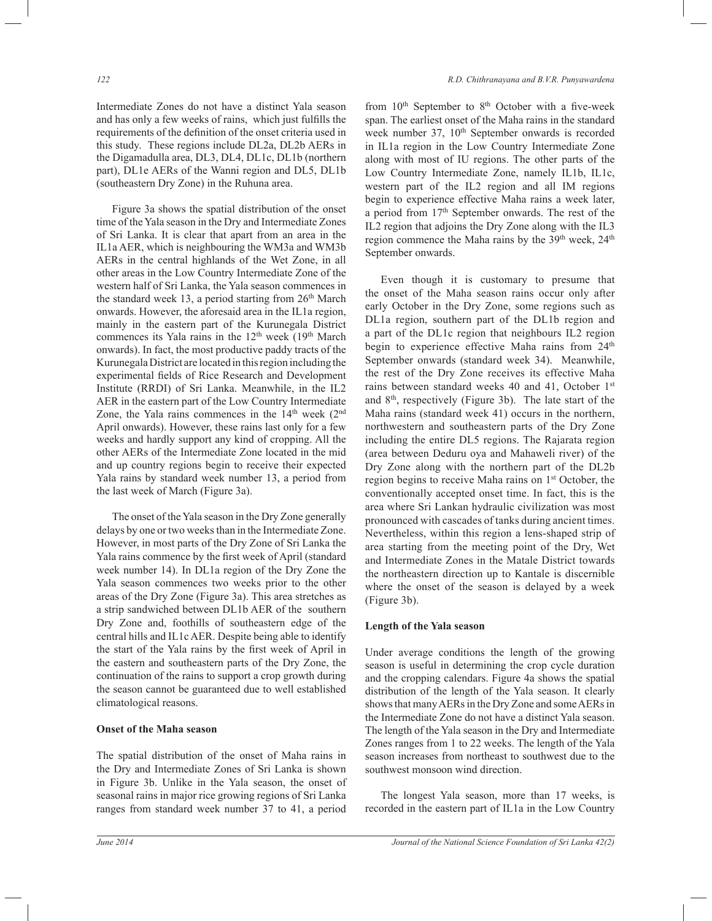Intermediate Zones do not have a distinct Yala season and has only a few weeks of rains, which just fulfills the requirements of the definition of the onset criteria used in this study. These regions include DL2a, DL2b AERs in the Digamadulla area, DL3, DL4, DL1c, DL1b (northern part), DL1e AERs of the Wanni region and DL5, DL1b (southeastern Dry Zone) in the Ruhuna area.

Figure 3a shows the spatial distribution of the onset time of the Yala season in the Dry and Intermediate Zones of Sri Lanka. It is clear that apart from an area in the IL1a AER, which is neighbouring the WM3a and WM3b AERs in the central highlands of the Wet Zone, in all other areas in the Low Country Intermediate Zone of the western half of Sri Lanka, the Yala season commences in the standard week 13, a period starting from 26th March onwards. However, the aforesaid area in the IL1a region, mainly in the eastern part of the Kurunegala District commences its Yala rains in the 12th week (19th March onwards). In fact, the most productive paddy tracts of the Kurunegala District are located in this region including the experimental fields of Rice Research and Development Institute (RRDI) of Sri Lanka. Meanwhile, in the IL2 AER in the eastern part of the Low Country Intermediate Zone, the Yala rains commences in the 14th week (2nd April onwards). However, these rains last only for a few weeks and hardly support any kind of cropping. All the other AERs of the Intermediate Zone located in the mid and up country regions begin to receive their expected Yala rains by standard week number 13, a period from the last week of March (Figure 3a).

The onset of the Yala season in the Dry Zone generally delays by one or two weeks than in the Intermediate Zone. However, in most parts of the Dry Zone of Sri Lanka the Yala rains commence by the first week of April (standard week number 14). In DL1a region of the Dry Zone the Yala season commences two weeks prior to the other areas of the Dry Zone (Figure 3a). This area stretches as a strip sandwiched between DL1b AER of the southern Dry Zone and, foothills of southeastern edge of the central hills and IL1c AER. Despite being able to identify the start of the Yala rains by the first week of April in the eastern and southeastern parts of the Dry Zone, the continuation of the rains to support a crop growth during the season cannot be guaranteed due to well established climatological reasons.

**Onset of the Maha season**

The spatial distribution of the onset of Maha rains in the Dry and Intermediate Zones of Sri Lanka is shown in Figure 3b. Unlike in the Yala season, the onset of seasonal rains in major rice growing regions of Sri Lanka ranges from standard week number 37 to 41, a period from 10th September to 8th October with a five-week span. The earliest onset of the Maha rains in the standard week number 37, 10th September onwards is recorded in IL1a region in the Low Country Intermediate Zone along with most of IU regions. The other parts of the Low Country Intermediate Zone, namely IL1b, IL1c, western part of the IL2 region and all IM regions begin to experience effective Maha rains a week later, a period from 17th September onwards. The rest of the IL2 region that adjoins the Dry Zone along with the IL3 region commence the Maha rains by the 39th week, 24th September onwards.

Even though it is customary to presume that the onset of the Maha season rains occur only after early October in the Dry Zone, some regions such as DL1a region, southern part of the DL1b region and a part of the DL1c region that neighbours IL2 region begin to experience effective Maha rains from 24th September onwards (standard week 34). Meanwhile, the rest of the Dry Zone receives its effective Maha rains between standard weeks 40 and 41, October 1st and 8th, respectively (Figure 3b). The late start of the Maha rains (standard week 41) occurs in the northern, northwestern and southeastern parts of the Dry Zone including the entire DL5 regions. The Rajarata region (area between Deduru oya and Mahaweli river) of the Dry Zone along with the northern part of the DL2b region begins to receive Maha rains on 1st October, the conventionally accepted onset time. In fact, this is the area where Sri Lankan hydraulic civilization was most pronounced with cascades of tanks during ancient times. Nevertheless, within this region a lens-shaped strip of area starting from the meeting point of the Dry, Wet and Intermediate Zones in the Matale District towards the northeastern direction up to Kantale is discernible where the onset of the season is delayed by a week (Figure 3b).

**Length of the Yala season**

Under average conditions the length of the growing season is useful in determining the crop cycle duration and the cropping calendars. Figure 4a shows the spatial distribution of the length of the Yala season. It clearly shows that many AERs in the Dry Zone and some AERs in the Intermediate Zone do not have a distinct Yala season. The length of the Yala season in the Dry and Intermediate Zones ranges from 1 to 22 weeks. The length of the Yala season increases from northeast to southwest due to the southwest monsoon wind direction.

The longest Yala season, more than 17 weeks, is recorded in the eastern part of IL1a in the Low Country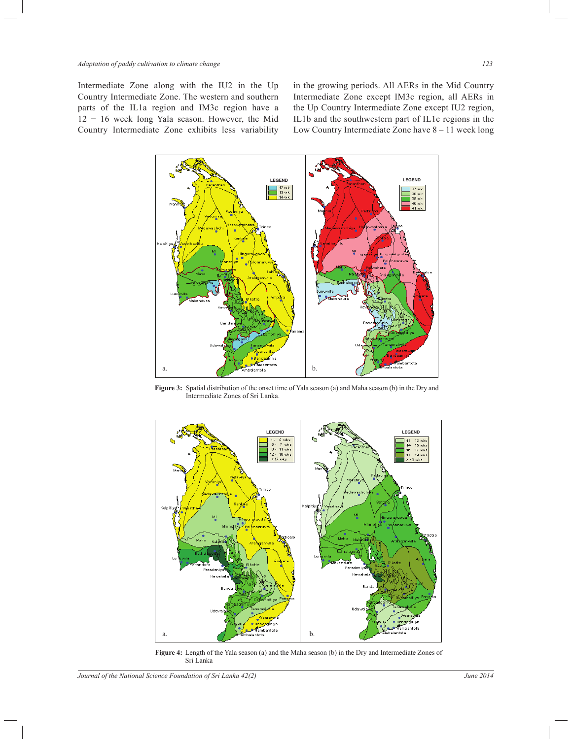Intermediate Zone along with the IU2 in the Up Country Intermediate Zone. The western and southern parts of the IL1a region and IM3c region have a 12 − 16 week long Yala season. However, the Mid Country Intermediate Zone exhibits less variability in the growing periods. All AERs in the Mid Country Intermediate Zone except IM3c region, all AERs in the Up Country Intermediate Zone except IU2 region, IL1b and the southwestern part of IL1c regions in the Low Country Intermediate Zone have 8 – 11 week long

**Figure 3:** Spatial distribution of the onset time of Yala season (a) and Maha season (b) in the Dry and Intermediate Zones of Sri Lanka.

**Figure 4:** Length of the Yala season (a) and the Maha season (b) in the Dry and Intermediate Zones of Sri Lanka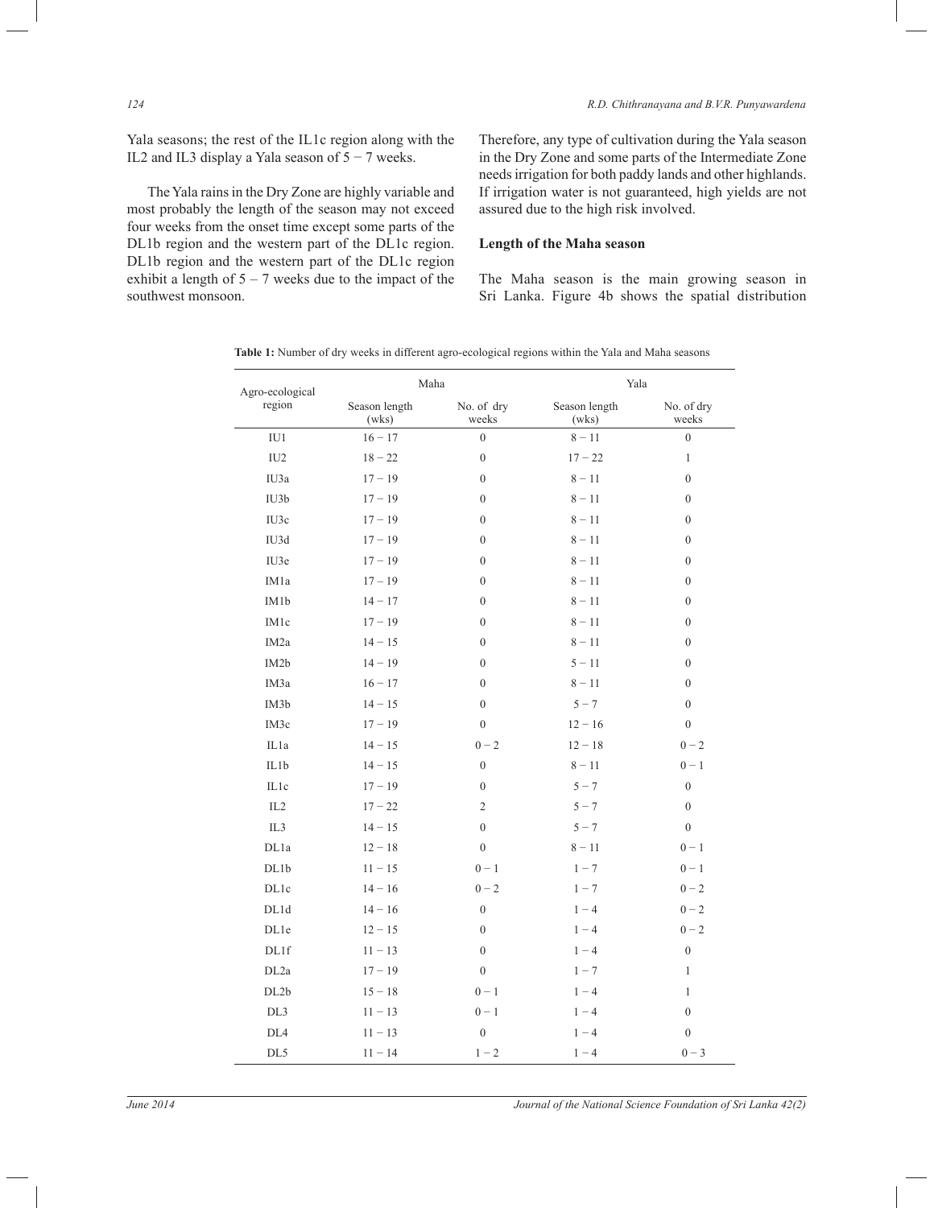Yala seasons; the rest of the IL1c region along with the IL2 and IL3 display a Yala season of 5 − 7 weeks.

The Yala rains in the Dry Zone are highly variable and most probably the length of the season may not exceed four weeks from the onset time except some parts of the DL1b region and the western part of the DL1c region. DL1b region and the western part of the DL1c region exhibit a length of 5 – 7 weeks due to the impact of the southwest monsoon.

Therefore, any type of cultivation during the Yala season in the Dry Zone and some parts of the Intermediate Zone needs irrigation for both paddy lands and other highlands. If irrigation water is not guaranteed, high yields are not assured due to the high risk involved.

### Length of the Maha season

The Maha season is the main growing season in Sri Lanka. Figure 4b shows the spatial distribution

**Table 1:** Number of dry weeks in different agro-ecological regions within the Yala and Maha seasons

| Agro-ecological region | Maha | | Yala | |
|---|---|---|---|---|
| | Season length (wks) | No. of dry weeks | Season length (wks) | No. of dry weeks |
| IU1 | 16 − 17 | 0 | 8 − 11 | 0 |
| IU2 | 18 − 22 | 0 | 17 − 22 | 1 |
| IU3a | 17 − 19 | 0 | 8 − 11 | 0 |
| IU3b | 17 − 19 | 0 | 8 − 11 | 0 |
| IU3c | 17 − 19 | 0 | 8 − 11 | 0 |
| IU3d | 17 − 19 | 0 | 8 − 11 | 0 |
| IU3e | 17 − 19 | 0 | 8 − 11 | 0 |
| IM1a | 17 − 19 | 0 | 8 − 11 | 0 |
| IM1b | 14 − 17 | 0 | 8 − 11 | 0 |
| IM1c | 17 − 19 | 0 | 8 − 11 | 0 |
| IM2a | 14 − 15 | 0 | 8 − 11 | 0 |
| IM2b | 14 − 19 | 0 | 5 − 11 | 0 |
| IM3a | 16 − 17 | 0 | 8 − 11 | 0 |
| IM3b | 14 − 15 | 0 | 5 − 7 | 0 |
| IM3c | 17 − 19 | 0 | 12 − 16 | 0 |
| IL1a | 14 − 15 | 0 − 2 | 12 − 18 | 0 − 2 |
| IL1b | 14 − 15 | 0 | 8 − 11 | 0 − 1 |
| IL1c | 17 − 19 | 0 | 5 − 7 | 0 |
| IL2 | 17 − 22 | 2 | 5 − 7 | 0 |
| IL3 | 14 − 15 | 0 | 5 − 7 | 0 |
| DL1a | 12 − 18 | 0 | 8 − 11 | 0 − 1 |
| DL1b | 11 − 15 | 0 − 1 | 1 − 7 | 0 − 1 |
| DL1c | 14 − 16 | 0 − 2 | 1 − 7 | 0 − 2 |
| DL1d | 14 − 16 | 0 | 1 − 4 | 0 − 2 |
| DL1e | 12 − 15 | 0 | 1 − 4 | 0 − 2 |
| DL1f | 11 − 13 | 0 | 1 − 4 | 0 |
| DL2a | 17 − 19 | 0 | 1 − 7 | 1 |
| DL2b | 15 − 18 | 0 − 1 | 1 − 4 | 1 |
| DL3 | 11 − 13 | 0 − 1 | 1 − 4 | 0 |
| DL4 | 11 − 13 | 0 | 1 − 4 | 0 |
| DL5 | 11 − 14 | 1 − 2 | 1 − 4 | 0 − 3 |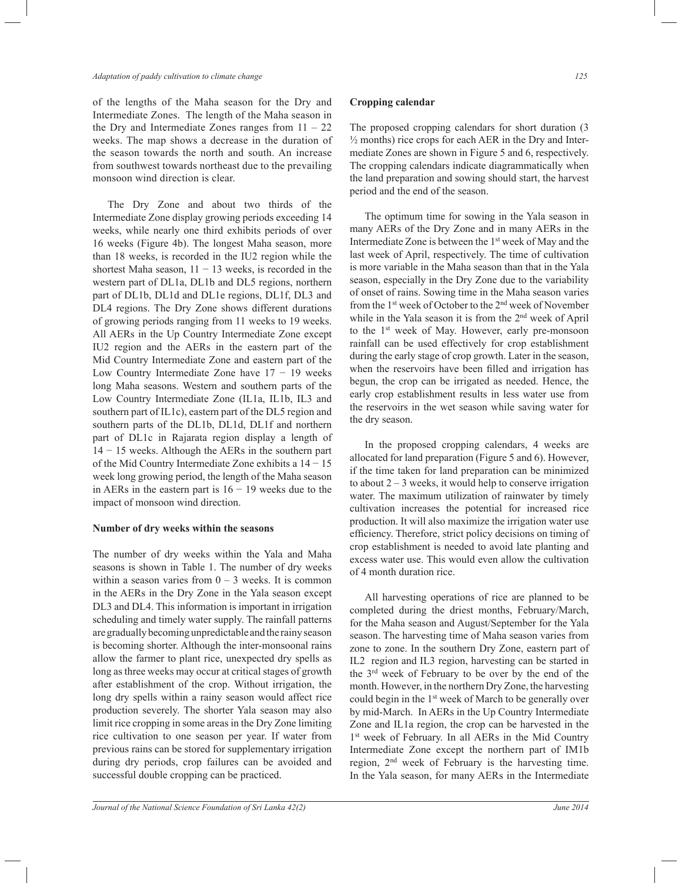of the lengths of the Maha season for the Dry and Intermediate Zones. The length of the Maha season in the Dry and Intermediate Zones ranges from 11 – 22 weeks. The map shows a decrease in the duration of the season towards the north and south. An increase from southwest towards northeast due to the prevailing monsoon wind direction is clear.

The Dry Zone and about two thirds of the Intermediate Zone display growing periods exceeding 14 weeks, while nearly one third exhibits periods of over 16 weeks (Figure 4b). The longest Maha season, more than 18 weeks, is recorded in the IU2 region while the shortest Maha season, 11 − 13 weeks, is recorded in the western part of DL1a, DL1b and DL5 regions, northern part of DL1b, DL1d and DL1e regions, DL1f, DL3 and DL4 regions. The Dry Zone shows different durations of growing periods ranging from 11 weeks to 19 weeks. All AERs in the Up Country Intermediate Zone except IU2 region and the AERs in the eastern part of the Mid Country Intermediate Zone and eastern part of the Low Country Intermediate Zone have 17 − 19 weeks long Maha seasons. Western and southern parts of the Low Country Intermediate Zone (IL1a, IL1b, IL3 and southern part of IL1c), eastern part of the DL5 region and southern parts of the DL1b, DL1d, DL1f and northern part of DL1c in Rajarata region display a length of 14 − 15 weeks. Although the AERs in the southern part of the Mid Country Intermediate Zone exhibits a 14 − 15 week long growing period, the length of the Maha season in AERs in the eastern part is 16 − 19 weeks due to the impact of monsoon wind direction.

**Number of dry weeks within the seasons**

The number of dry weeks within the Yala and Maha seasons is shown in Table 1. The number of dry weeks within a season varies from 0 – 3 weeks. It is common in the AERs in the Dry Zone in the Yala season except DL3 and DL4. This information is important in irrigation scheduling and timely water supply. The rainfall patterns are gradually becoming unpredictable and the rainy season is becoming shorter. Although the inter-monsoonal rains allow the farmer to plant rice, unexpected dry spells as long as three weeks may occur at critical stages of growth after establishment of the crop. Without irrigation, the long dry spells within a rainy season would affect rice production severely. The shorter Yala season may also limit rice cropping in some areas in the Dry Zone limiting rice cultivation to one season per year. If water from previous rains can be stored for supplementary irrigation during dry periods, crop failures can be avoided and successful double cropping can be practiced.

**Cropping calendar**

The proposed cropping calendars for short duration (3 ½ months) rice crops for each AER in the Dry and Intermediate Zones are shown in Figure 5 and 6, respectively. The cropping calendars indicate diagrammatically when the land preparation and sowing should start, the harvest period and the end of the season.

The optimum time for sowing in the Yala season in many AERs of the Dry Zone and in many AERs in the Intermediate Zone is between the 1st week of May and the last week of April, respectively. The time of cultivation is more variable in the Maha season than that in the Yala season, especially in the Dry Zone due to the variability of onset of rains. Sowing time in the Maha season varies from the 1st week of October to the 2nd week of November while in the Yala season it is from the 2nd week of April to the 1st week of May. However, early pre-monsoon rainfall can be used effectively for crop establishment during the early stage of crop growth. Later in the season, when the reservoirs have been filled and irrigation has begun, the crop can be irrigated as needed. Hence, the early crop establishment results in less water use from the reservoirs in the wet season while saving water for the dry season.

In the proposed cropping calendars, 4 weeks are allocated for land preparation (Figure 5 and 6). However, if the time taken for land preparation can be minimized to about 2 – 3 weeks, it would help to conserve irrigation water. The maximum utilization of rainwater by timely cultivation increases the potential for increased rice production. It will also maximize the irrigation water use efficiency. Therefore, strict policy decisions on timing of crop establishment is needed to avoid late planting and excess water use. This would even allow the cultivation of 4 month duration rice.

All harvesting operations of rice are planned to be completed during the driest months, February/March, for the Maha season and August/September for the Yala season. The harvesting time of Maha season varies from zone to zone. In the southern Dry Zone, eastern part of IL2 region and IL3 region, harvesting can be started in the 3rd week of February to be over by the end of the month. However, in the northern Dry Zone, the harvesting could begin in the 1st week of March to be generally over by mid-March. In AERs in the Up Country Intermediate Zone and IL1a region, the crop can be harvested in the 1st week of February. In all AERs in the Mid Country Intermediate Zone except the northern part of IM1b region, 2nd week of February is the harvesting time. In the Yala season, for many AERs in the Intermediate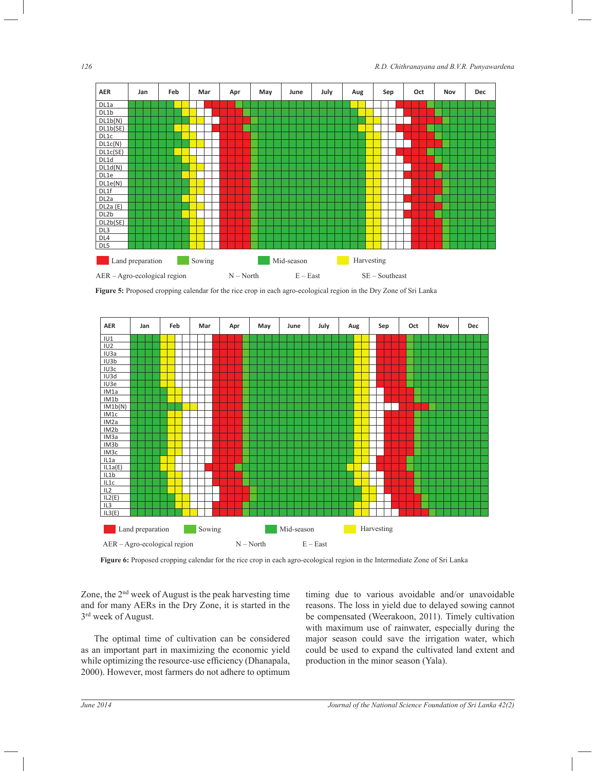| AER | Jan | Feb | Mar | Apr | May | June | July | Aug | Sep | Oct | Nov | Dec |
|---|---|---|---|---|---|---|---|---|---|---|---|---|
| DL1a | | | | | | | | | | | | |
| DL1b | | | | | | | | | | | | |
| DL1b(N) | | | | | | | | | | | | |
| DL1b(SE) | | | | | | | | | | | | |
| DL1c | | | | | | | | | | | | |
| DL1c(N) | | | | | | | | | | | | |
| DL1c(SE) | | | | | | | | | | | | |
| DL1d | | | | | | | | | | | | |
| DL1d(N) | | | | | | | | | | | | |
| DL1e | | | | | | | | | | | | |
| DL1e(N) | | | | | | | | | | | | |
| DL1f | | | | | | | | | | | | |
| DL2a | | | | | | | | | | | | |
| DL2a (E) | | | | | | | | | | | | |
| DL2b | | | | | | | | | | | | |
| DL2b(SE) | | | | | | | | | | | | |
| DL3 | | | | | | | | | | | | |
| DL4 | | | | | | | | | | | | |
| DL5 | | | | | | | | | | | | |

Land preparation Sowing Mid-season Harvesting

AER – Agro-ecological region N – North E – East SE – Southeast

**Figure 5:** Proposed cropping calendar for the rice crop in each agro-ecological region in the Dry Zone of Sri Lanka

| AER | Jan | Feb | Mar | Apr | May | June | July | Aug | Sep | Oct | Nov | Dec |
|---|---|---|---|---|---|---|---|---|---|---|---|---|
| IU1 | | | | | | | | | | | | |
| IU2 | | | | | | | | | | | | |
| IU3a | | | | | | | | | | | | |
| IU3b | | | | | | | | | | | | |
| IU3c | | | | | | | | | | | | |
| IU3d | | | | | | | | | | | | |
| IU3e | | | | | | | | | | | | |
| IM1a | | | | | | | | | | | | |
| IM1b | | | | | | | | | | | | |
| IM1b(N) | | | | | | | | | | | | |
| IM1c | | | | | | | | | | | | |
| IM2a | | | | | | | | | | | | |
| IM2b | | | | | | | | | | | | |
| IM3a | | | | | | | | | | | | |
| IM3b | | | | | | | | | | | | |
| IM3c | | | | | | | | | | | | |
| IL1a | | | | | | | | | | | | |
| IL1a(E) | | | | | | | | | | | | |
| IL1b | | | | | | | | | | | | |
| IL1c | | | | | | | | | | | | |
| IL2 | | | | | | | | | | | | |
| IL2(E) | | | | | | | | | | | | |
| IL3 | | | | | | | | | | | | |
| IL3(E) | | | | | | | | | | | | |

Land preparation Sowing Mid-season Harvesting

AER – Agro-ecological region N – North E – East

**Figure 6:** Proposed cropping calendar for the rice crop in each agro-ecological region in the Intermediate Zone of Sri Lanka

Zone, the 2nd week of August is the peak harvesting time and for many AERs in the Dry Zone, it is started in the 3rd week of August.

The optimal time of cultivation can be considered as an important part in maximizing the economic yield while optimizing the resource-use efficiency (Dhanapala, 2000). However, most farmers do not adhere to optimum timing due to various avoidable and/or unavoidable reasons. The loss in yield due to delayed sowing cannot be compensated (Weerakoon, 2011). Timely cultivation with maximum use of rainwater, especially during the major season could save the irrigation water, which could be used to expand the cultivated land extent and production in the minor season (Yala).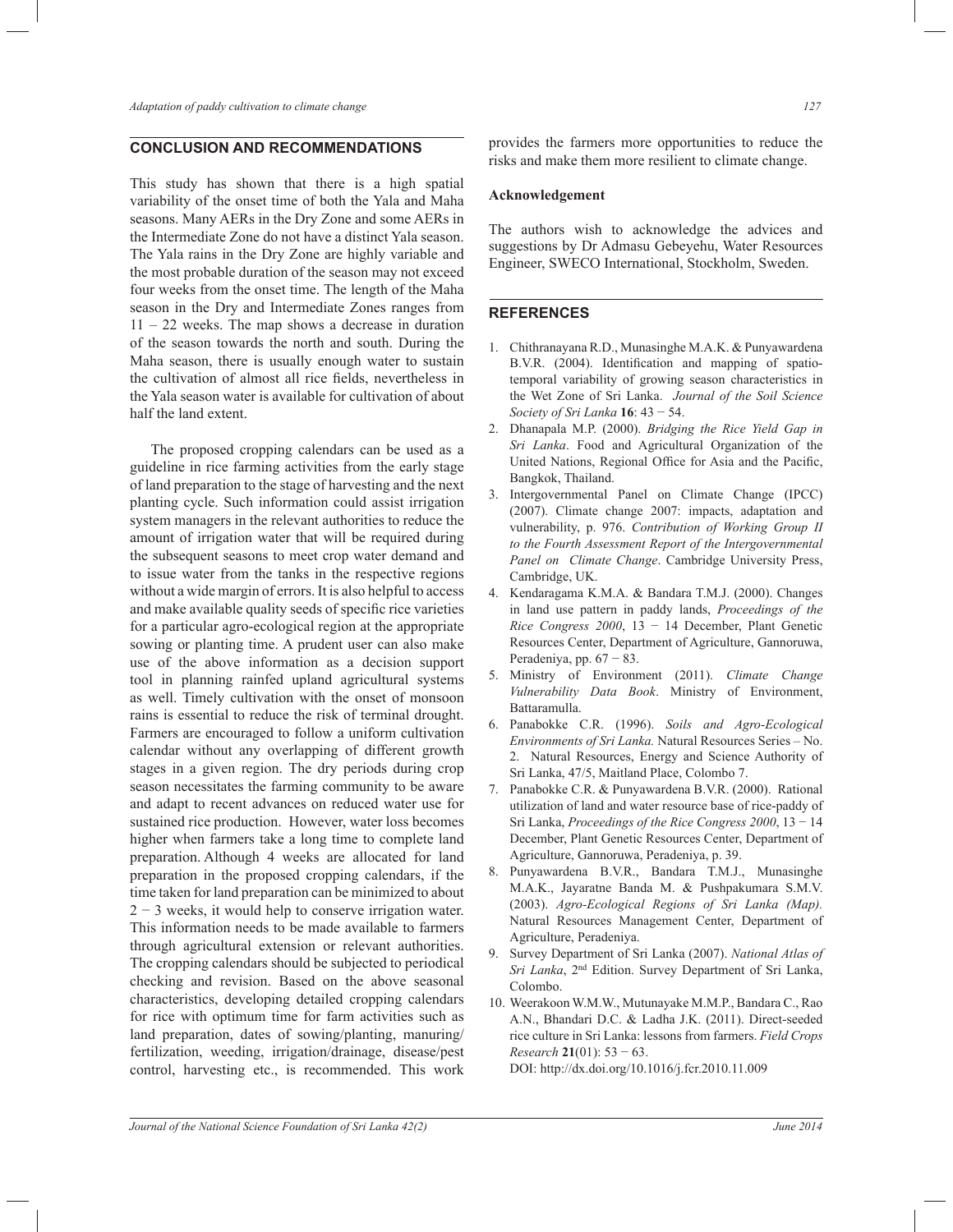## CONCLUSION AND RECOMMENDATIONS

This study has shown that there is a high spatial variability of the onset time of both the Yala and Maha seasons. Many AERs in the Dry Zone and some AERs in the Intermediate Zone do not have a distinct Yala season. The Yala rains in the Dry Zone are highly variable and the most probable duration of the season may not exceed four weeks from the onset time. The length of the Maha season in the Dry and Intermediate Zones ranges from 11 – 22 weeks. The map shows a decrease in duration of the season towards the north and south. During the Maha season, there is usually enough water to sustain the cultivation of almost all rice fields, nevertheless in the Yala season water is available for cultivation of about half the land extent.

The proposed cropping calendars can be used as a guideline in rice farming activities from the early stage of land preparation to the stage of harvesting and the next planting cycle. Such information could assist irrigation system managers in the relevant authorities to reduce the amount of irrigation water that will be required during the subsequent seasons to meet crop water demand and to issue water from the tanks in the respective regions without a wide margin of errors. It is also helpful to access and make available quality seeds of specific rice varieties for a particular agro-ecological region at the appropriate sowing or planting time. A prudent user can also make use of the above information as a decision support tool in planning rainfed upland agricultural systems as well. Timely cultivation with the onset of monsoon rains is essential to reduce the risk of terminal drought. Farmers are encouraged to follow a uniform cultivation calendar without any overlapping of different growth stages in a given region. The dry periods during crop season necessitates the farming community to be aware and adapt to recent advances on reduced water use for sustained rice production. However, water loss becomes higher when farmers take a long time to complete land preparation. Although 4 weeks are allocated for land preparation in the proposed cropping calendars, if the time taken for land preparation can be minimized to about 2 − 3 weeks, it would help to conserve irrigation water. This information needs to be made available to farmers through agricultural extension or relevant authorities. The cropping calendars should be subjected to periodical checking and revision. Based on the above seasonal characteristics, developing detailed cropping calendars for rice with optimum time for farm activities such as land preparation, dates of sowing/planting, manuring/fertilization, weeding, irrigation/drainage, disease/pest control, harvesting etc., is recommended. This work provides the farmers more opportunities to reduce the risks and make them more resilient to climate change.

### Acknowledgement

The authors wish to acknowledge the advices and suggestions by Dr Admasu Gebeyehu, Water Resources Engineer, SWECO International, Stockholm, Sweden.

## REFERENCES

1. Chithranayana R.D., Munasinghe M.A.K. & Punyawardena B.V.R. (2004). Identification and mapping of spatio-temporal variability of growing season characteristics in the Wet Zone of Sri Lanka. *Journal of the Soil Science Society of Sri Lanka* **16**: 43 − 54.
2. Dhanapala M.P. (2000). *Bridging the Rice Yield Gap in Sri Lanka*. Food and Agricultural Organization of the United Nations, Regional Office for Asia and the Pacific, Bangkok, Thailand.
3. Intergovernmental Panel on Climate Change (IPCC) (2007). Climate change 2007: impacts, adaptation and vulnerability, p. 976. *Contribution of Working Group II to the Fourth Assessment Report of the Intergovernmental Panel on Climate Change*. Cambridge University Press, Cambridge, UK.
4. Kendaragama K.M.A. & Bandara T.M.J. (2000). Changes in land use pattern in paddy lands, *Proceedings of the Rice Congress 2000*, 13 − 14 December, Plant Genetic Resources Center, Department of Agriculture, Gannoruwa, Peradeniya, pp. 67 − 83.
5. Ministry of Environment (2011). *Climate Change Vulnerability Data Book*. Ministry of Environment, Battaramulla.
6. Panabokke C.R. (1996). *Soils and Agro-Ecological Environments of Sri Lanka.* Natural Resources Series – No. 2. Natural Resources, Energy and Science Authority of Sri Lanka, 47/5, Maitland Place, Colombo 7.
7. Panabokke C.R. & Punyawardena B.V.R. (2000). Rational utilization of land and water resource base of rice-paddy of Sri Lanka, *Proceedings of the Rice Congress 2000*, 13 − 14 December, Plant Genetic Resources Center, Department of Agriculture, Gannoruwa, Peradeniya, p. 39.
8. Punyawardena B.V.R., Bandara T.M.J., Munasinghe M.A.K., Jayaratne Banda M. & Pushpakumara S.M.V. (2003). *Agro-Ecological Regions of Sri Lanka (Map).* Natural Resources Management Center, Department of Agriculture, Peradeniya.
9. Survey Department of Sri Lanka (2007). *National Atlas of Sri Lanka*, 2nd Edition. Survey Department of Sri Lanka, Colombo.
10. Weerakoon W.M.W., Mutunayake M.M.P., Bandara C., Rao A.N., Bhandari D.C. & Ladha J.K. (2011). Direct-seeded rice culture in Sri Lanka: lessons from farmers. *Field Crops Research* **21**(01): 53 − 63.
DOI: http://dx.doi.org/10.1016/j.fcr.2010.11.009